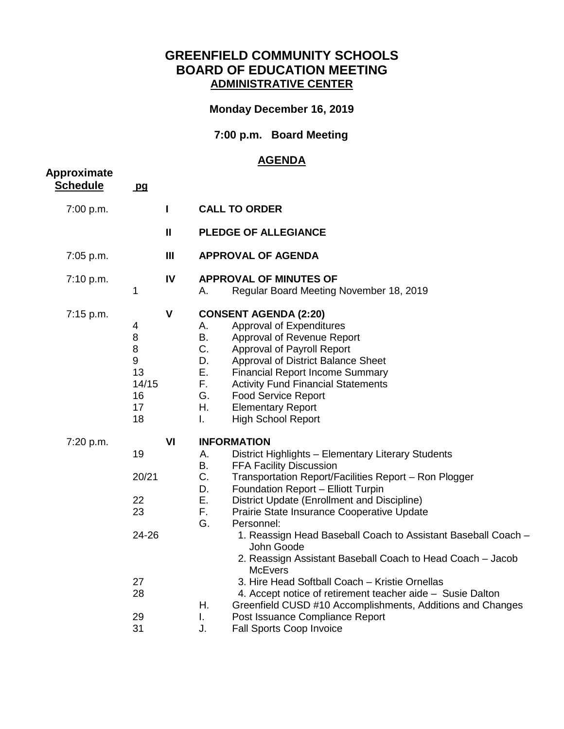# GREENFIELD COMMUNITY SCHOOLS
# BOARD OF EDUCATION MEETING
## ADMINISTRATIVE CENTER

**Monday December 16, 2019**

**7:00 p.m. Board Meeting**

## AGENDA

| Approximate Schedule | pg | | |
|---|---|---|---|
| 7:00 p.m. | | **I** | **CALL TO ORDER** |
| | | **II** | **PLEDGE OF ALLEGIANCE** |
| 7:05 p.m. | | **III** | **APPROVAL OF AGENDA** |
| 7:10 p.m. | | **IV** | **APPROVAL OF MINUTES OF** |
| | 1 | | A. Regular Board Meeting November 18, 2019 |
| 7:15 p.m. | | **V** | **CONSENT AGENDA (2:20)** |
| | 4 | | A. Approval of Expenditures |
| | 8 | | B. Approval of Revenue Report |
| | 8 | | C. Approval of Payroll Report |
| | 9 | | D. Approval of District Balance Sheet |
| | 13 | | E. Financial Report Income Summary |
| | 14/15 | | F. Activity Fund Financial Statements |
| | 16 | | G. Food Service Report |
| | 17 | | H. Elementary Report |
| | 18 | | I. High School Report |
| 7:20 p.m. | | **VI** | **INFORMATION** |
| | 19 | | A. District Highlights – Elementary Literary Students |
| | | | B. FFA Facility Discussion |
| | 20/21 | | C. Transportation Report/Facilities Report – Ron Plogger |
| | | | D. Foundation Report – Elliott Turpin |
| | 22 | | E. District Update (Enrollment and Discipline) |
| | 23 | | F. Prairie State Insurance Cooperative Update |
| | | | G. Personnel: |
| | 24-26 | | 1. Reassign Head Baseball Coach to Assistant Baseball Coach – John Goode |
| | | | 2. Reassign Assistant Baseball Coach to Head Coach – Jacob McEvers |
| | 27 | | 3. Hire Head Softball Coach – Kristie Ornellas |
| | 28 | | 4. Accept notice of retirement teacher aide – Susie Dalton |
| | | | H. Greenfield CUSD #10 Accomplishments, Additions and Changes |
| | 29 | | I. Post Issuance Compliance Report |
| | 31 | | J. Fall Sports Coop Invoice |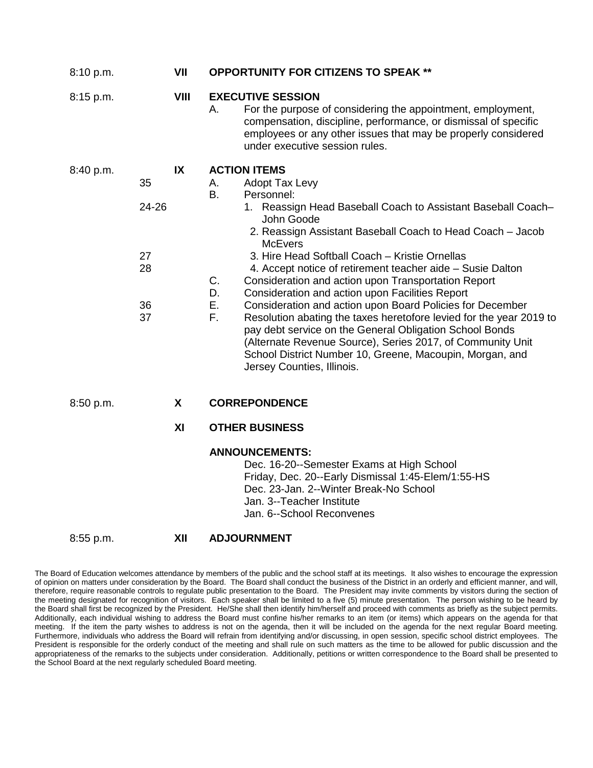8:10 p.m. **VII OPPORTUNITY FOR CITIZENS TO SPEAK** **

8:15 p.m. **VIII EXECUTIVE SESSION**

A. For the purpose of considering the appointment, employment, compensation, discipline, performance, or dismissal of specific employees or any other issues that may be properly considered under executive session rules.

8:40 p.m. **IX ACTION ITEMS**

35 A. Adopt Tax Levy

B. Personnel:

24-26 1. Reassign Head Baseball Coach to Assistant Baseball Coach– John Goode

2. Reassign Assistant Baseball Coach to Head Coach – Jacob McEvers

27 3. Hire Head Softball Coach – Kristie Ornellas

28 4. Accept notice of retirement teacher aide – Susie Dalton

C. Consideration and action upon Transportation Report

D. Consideration and action upon Facilities Report

36 E. Consideration and action upon Board Policies for December

37 F. Resolution abating the taxes heretofore levied for the year 2019 to pay debt service on the General Obligation School Bonds (Alternate Revenue Source), Series 2017, of Community Unit School District Number 10, Greene, Macoupin, Morgan, and Jersey Counties, Illinois.

8:50 p.m. **X CORREPONDENCE**

**XI OTHER BUSINESS**

**ANNOUNCEMENTS:**

Dec. 16-20--Semester Exams at High School
Friday, Dec. 20--Early Dismissal 1:45-Elem/1:55-HS
Dec. 23-Jan. 2--Winter Break-No School
Jan. 3--Teacher Institute
Jan. 6--School Reconvenes

8:55 p.m. **XII ADJOURNMENT**

The Board of Education welcomes attendance by members of the public and the school staff at its meetings. It also wishes to encourage the expression of opinion on matters under consideration by the Board. The Board shall conduct the business of the District in an orderly and efficient manner, and will, therefore, require reasonable controls to regulate public presentation to the Board. The President may invite comments by visitors during the section of the meeting designated for recognition of visitors. Each speaker shall be limited to a five (5) minute presentation. The person wishing to be heard by the Board shall first be recognized by the President. He/She shall then identify him/herself and proceed with comments as briefly as the subject permits. Additionally, each individual wishing to address the Board must confine his/her remarks to an item (or items) which appears on the agenda for that meeting. If the item the party wishes to address is not on the agenda, then it will be included on the agenda for the next regular Board meeting. Furthermore, individuals who address the Board will refrain from identifying and/or discussing, in open session, specific school district employees. The President is responsible for the orderly conduct of the meeting and shall rule on such matters as the time to be allowed for public discussion and the appropriateness of the remarks to the subjects under consideration. Additionally, petitions or written correspondence to the Board shall be presented to the School Board at the next regularly scheduled Board meeting.